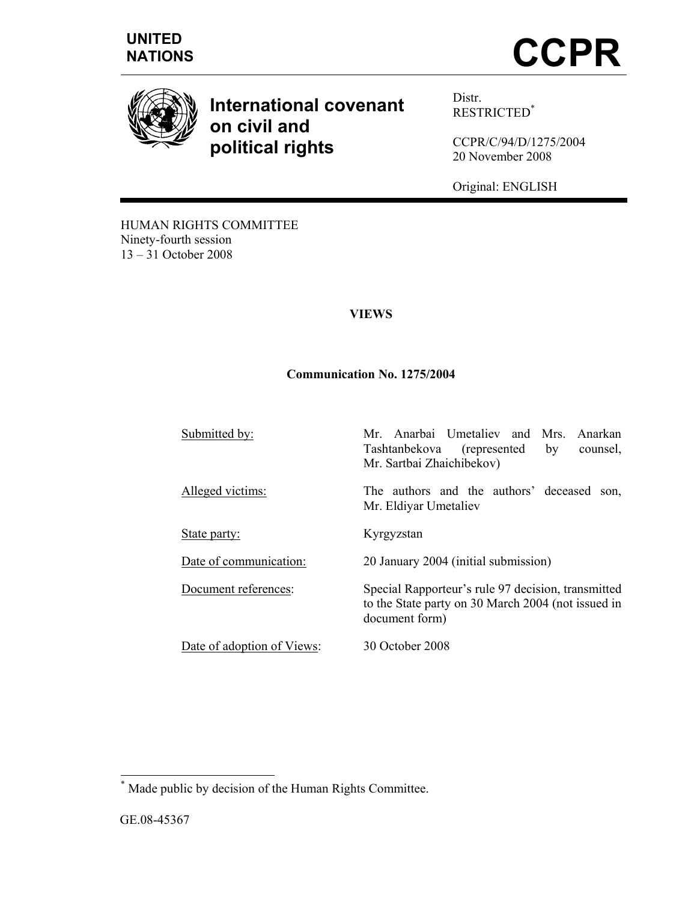UNITED NATIONS

# CCPR

**International covenant on civil and political rights**

Distr.
RESTRICTED[*]

CCPR/C/94/D/1275/2004
20 November 2008

Original: ENGLISH

HUMAN RIGHTS COMMITTEE
Ninety-fourth session
13 – 31 October 2008

## VIEWS

### Communication No. 1275/2004

| | |
|---|---|
| Submitted by: | Mr. Anarbai Umetaliev and Mrs. Anarkan Tashtanbekova (represented by counsel, Mr. Sartbai Zhaichibekov) |
| Alleged victims: | The authors and the authors' deceased son, Mr. Eldiyar Umetaliev |
| State party: | Kyrgyzstan |
| Date of communication: | 20 January 2004 (initial submission) |
| Document references: | Special Rapporteur's rule 97 decision, transmitted to the State party on 30 March 2004 (not issued in document form) |
| Date of adoption of Views: | 30 October 2008 |

[*] Made public by decision of the Human Rights Committee.

GE.08-45367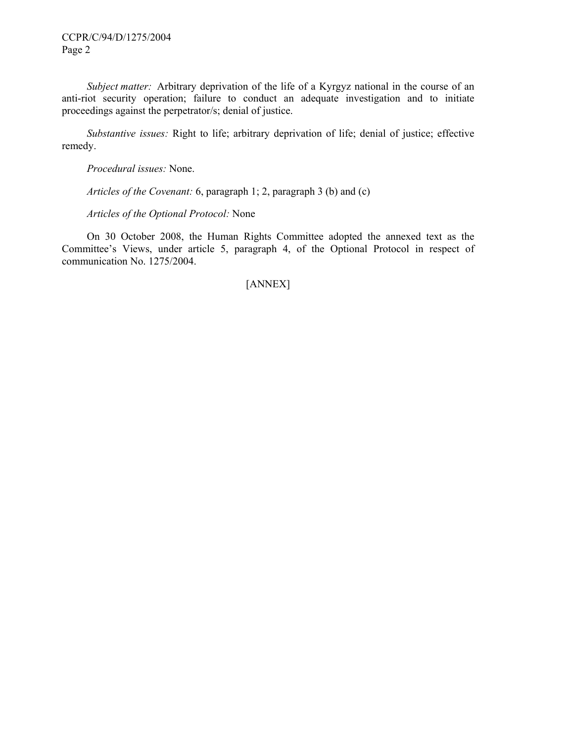*Subject matter:* Arbitrary deprivation of the life of a Kyrgyz national in the course of an anti-riot security operation; failure to conduct an adequate investigation and to initiate proceedings against the perpetrator/s; denial of justice.

*Substantive issues:* Right to life; arbitrary deprivation of life; denial of justice; effective remedy.

*Procedural issues:* None.

*Articles of the Covenant:* 6, paragraph 1; 2, paragraph 3 (b) and (c)

*Articles of the Optional Protocol:* None

On 30 October 2008, the Human Rights Committee adopted the annexed text as the Committee's Views, under article 5, paragraph 4, of the Optional Protocol in respect of communication No. 1275/2004.

[ANNEX]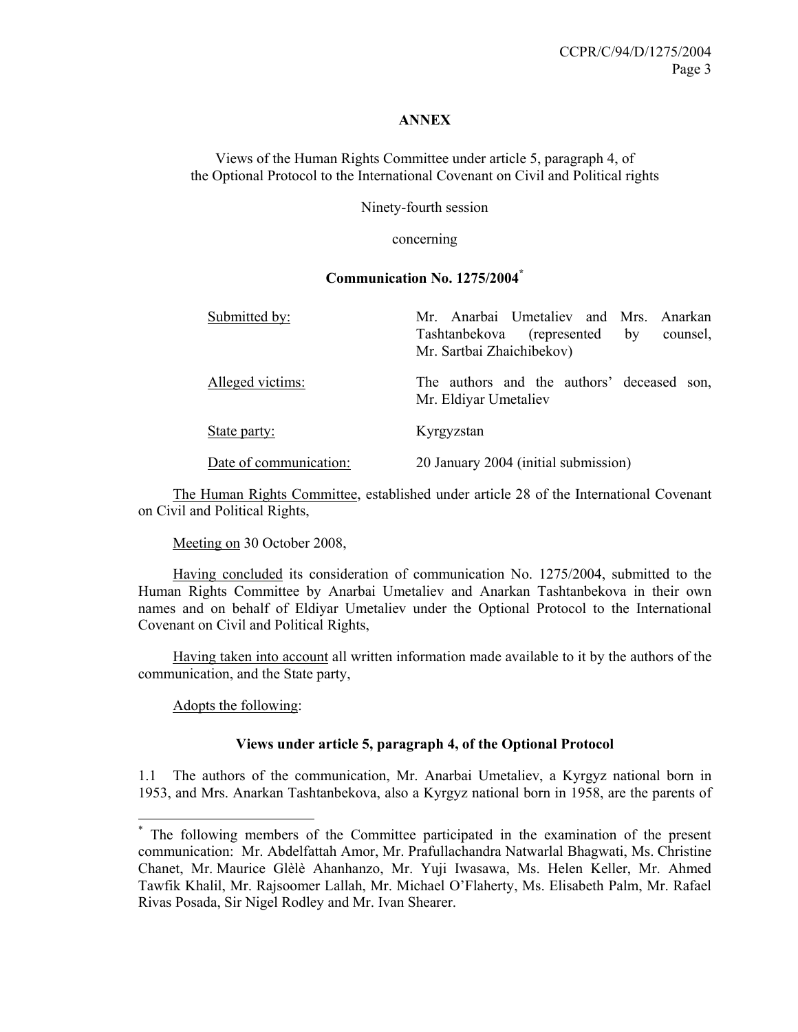**ANNEX**

Views of the Human Rights Committee under article 5, paragraph 4, of the Optional Protocol to the International Covenant on Civil and Political rights

Ninety-fourth session

concerning

**Communication No. 1275/2004***

| | |
|---|---|
| Submitted by: | Mr. Anarbai Umetaliev and Mrs. Anarkan Tashtanbekova (represented by counsel, Mr. Sartbai Zhaichibekov) |
| Alleged victims: | The authors and the authors' deceased son, Mr. Eldiyar Umetaliev |
| State party: | Kyrgyzstan |
| Date of communication: | 20 January 2004 (initial submission) |

The Human Rights Committee, established under article 28 of the International Covenant on Civil and Political Rights,

Meeting on 30 October 2008,

Having concluded its consideration of communication No. 1275/2004, submitted to the Human Rights Committee by Anarbai Umetaliev and Anarkan Tashtanbekova in their own names and on behalf of Eldiyar Umetaliev under the Optional Protocol to the International Covenant on Civil and Political Rights,

Having taken into account all written information made available to it by the authors of the communication, and the State party,

Adopts the following:

**Views under article 5, paragraph 4, of the Optional Protocol**

1.1 The authors of the communication, Mr. Anarbai Umetaliev, a Kyrgyz national born in 1953, and Mrs. Anarkan Tashtanbekova, also a Kyrgyz national born in 1958, are the parents of

---

* The following members of the Committee participated in the examination of the present communication: Mr. Abdelfattah Amor, Mr. Prafullachandra Natwarlal Bhagwati, Ms. Christine Chanet, Mr. Maurice Glèlè Ahanhanzo, Mr. Yuji Iwasawa, Ms. Helen Keller, Mr. Ahmed Tawfik Khalil, Mr. Rajsoomer Lallah, Mr. Michael O'Flaherty, Ms. Elisabeth Palm, Mr. Rafael Rivas Posada, Sir Nigel Rodley and Mr. Ivan Shearer.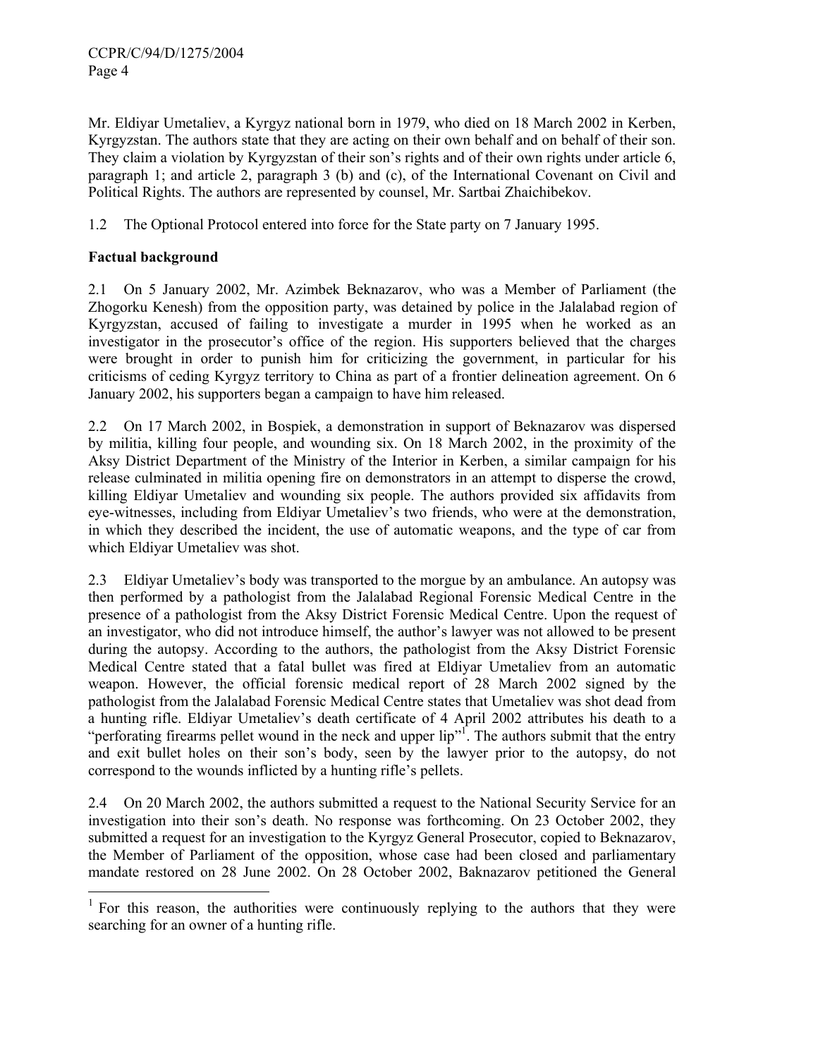Mr. Eldiyar Umetaliev, a Kyrgyz national born in 1979, who died on 18 March 2002 in Kerben, Kyrgyzstan. The authors state that they are acting on their own behalf and on behalf of their son. They claim a violation by Kyrgyzstan of their son's rights and of their own rights under article 6, paragraph 1; and article 2, paragraph 3 (b) and (c), of the International Covenant on Civil and Political Rights. The authors are represented by counsel, Mr. Sartbai Zhaichibekov.

1.2 The Optional Protocol entered into force for the State party on 7 January 1995.

**Factual background**

2.1 On 5 January 2002, Mr. Azimbek Beknazarov, who was a Member of Parliament (the Zhogorku Kenesh) from the opposition party, was detained by police in the Jalalabad region of Kyrgyzstan, accused of failing to investigate a murder in 1995 when he worked as an investigator in the prosecutor's office of the region. His supporters believed that the charges were brought in order to punish him for criticizing the government, in particular for his criticisms of ceding Kyrgyz territory to China as part of a frontier delineation agreement. On 6 January 2002, his supporters began a campaign to have him released.

2.2 On 17 March 2002, in Bospiek, a demonstration in support of Beknazarov was dispersed by militia, killing four people, and wounding six. On 18 March 2002, in the proximity of the Aksy District Department of the Ministry of the Interior in Kerben, a similar campaign for his release culminated in militia opening fire on demonstrators in an attempt to disperse the crowd, killing Eldiyar Umetaliev and wounding six people. The authors provided six affidavits from eye-witnesses, including from Eldiyar Umetaliev's two friends, who were at the demonstration, in which they described the incident, the use of automatic weapons, and the type of car from which Eldiyar Umetaliev was shot.

2.3 Eldiyar Umetaliev's body was transported to the morgue by an ambulance. An autopsy was then performed by a pathologist from the Jalalabad Regional Forensic Medical Centre in the presence of a pathologist from the Aksy District Forensic Medical Centre. Upon the request of an investigator, who did not introduce himself, the author's lawyer was not allowed to be present during the autopsy. According to the authors, the pathologist from the Aksy District Forensic Medical Centre stated that a fatal bullet was fired at Eldiyar Umetaliev from an automatic weapon. However, the official forensic medical report of 28 March 2002 signed by the pathologist from the Jalalabad Forensic Medical Centre states that Umetaliev was shot dead from a hunting rifle. Eldiyar Umetaliev's death certificate of 4 April 2002 attributes his death to a "perforating firearms pellet wound in the neck and upper lip"[1]. The authors submit that the entry and exit bullet holes on their son's body, seen by the lawyer prior to the autopsy, do not correspond to the wounds inflicted by a hunting rifle's pellets.

2.4 On 20 March 2002, the authors submitted a request to the National Security Service for an investigation into their son's death. No response was forthcoming. On 23 October 2002, they submitted a request for an investigation to the Kyrgyz General Prosecutor, copied to Beknazarov, the Member of Parliament of the opposition, whose case had been closed and parliamentary mandate restored on 28 June 2002. On 28 October 2002, Baknazarov petitioned the General

[1] For this reason, the authorities were continuously replying to the authors that they were searching for an owner of a hunting rifle.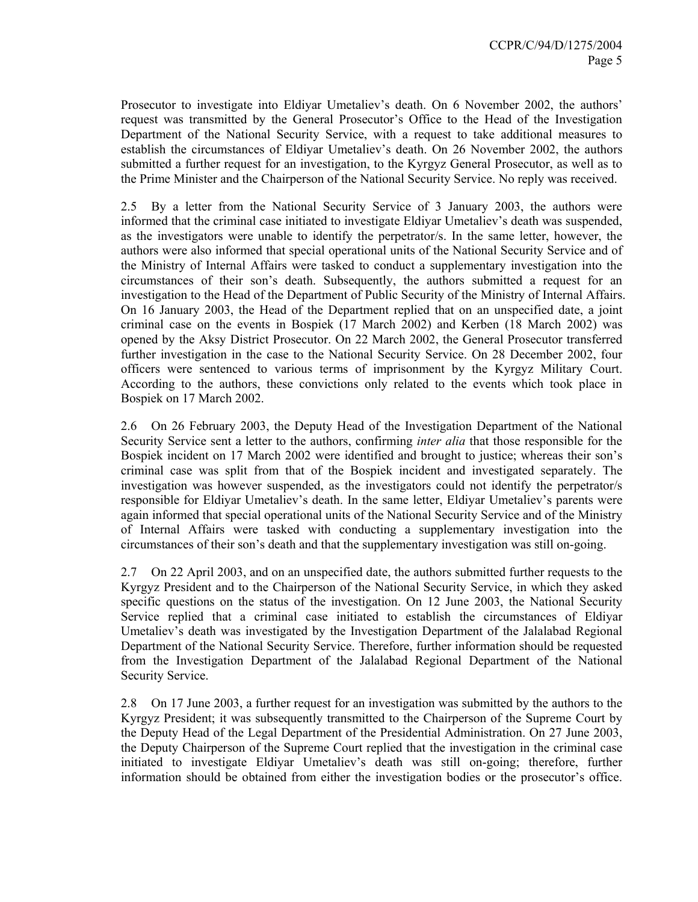Prosecutor to investigate into Eldiyar Umetaliev's death. On 6 November 2002, the authors' request was transmitted by the General Prosecutor's Office to the Head of the Investigation Department of the National Security Service, with a request to take additional measures to establish the circumstances of Eldiyar Umetaliev's death. On 26 November 2002, the authors submitted a further request for an investigation, to the Kyrgyz General Prosecutor, as well as to the Prime Minister and the Chairperson of the National Security Service. No reply was received.

2.5 By a letter from the National Security Service of 3 January 2003, the authors were informed that the criminal case initiated to investigate Eldiyar Umetaliev's death was suspended, as the investigators were unable to identify the perpetrator/s. In the same letter, however, the authors were also informed that special operational units of the National Security Service and of the Ministry of Internal Affairs were tasked to conduct a supplementary investigation into the circumstances of their son's death. Subsequently, the authors submitted a request for an investigation to the Head of the Department of Public Security of the Ministry of Internal Affairs. On 16 January 2003, the Head of the Department replied that on an unspecified date, a joint criminal case on the events in Bospiek (17 March 2002) and Kerben (18 March 2002) was opened by the Aksy District Prosecutor. On 22 March 2002, the General Prosecutor transferred further investigation in the case to the National Security Service. On 28 December 2002, four officers were sentenced to various terms of imprisonment by the Kyrgyz Military Court. According to the authors, these convictions only related to the events which took place in Bospiek on 17 March 2002.

2.6 On 26 February 2003, the Deputy Head of the Investigation Department of the National Security Service sent a letter to the authors, confirming *inter alia* that those responsible for the Bospiek incident on 17 March 2002 were identified and brought to justice; whereas their son's criminal case was split from that of the Bospiek incident and investigated separately. The investigation was however suspended, as the investigators could not identify the perpetrator/s responsible for Eldiyar Umetaliev's death. In the same letter, Eldiyar Umetaliev's parents were again informed that special operational units of the National Security Service and of the Ministry of Internal Affairs were tasked with conducting a supplementary investigation into the circumstances of their son's death and that the supplementary investigation was still on-going.

2.7 On 22 April 2003, and on an unspecified date, the authors submitted further requests to the Kyrgyz President and to the Chairperson of the National Security Service, in which they asked specific questions on the status of the investigation. On 12 June 2003, the National Security Service replied that a criminal case initiated to establish the circumstances of Eldiyar Umetaliev's death was investigated by the Investigation Department of the Jalalabad Regional Department of the National Security Service. Therefore, further information should be requested from the Investigation Department of the Jalalabad Regional Department of the National Security Service.

2.8 On 17 June 2003, a further request for an investigation was submitted by the authors to the Kyrgyz President; it was subsequently transmitted to the Chairperson of the Supreme Court by the Deputy Head of the Legal Department of the Presidential Administration. On 27 June 2003, the Deputy Chairperson of the Supreme Court replied that the investigation in the criminal case initiated to investigate Eldiyar Umetaliev's death was still on-going; therefore, further information should be obtained from either the investigation bodies or the prosecutor's office.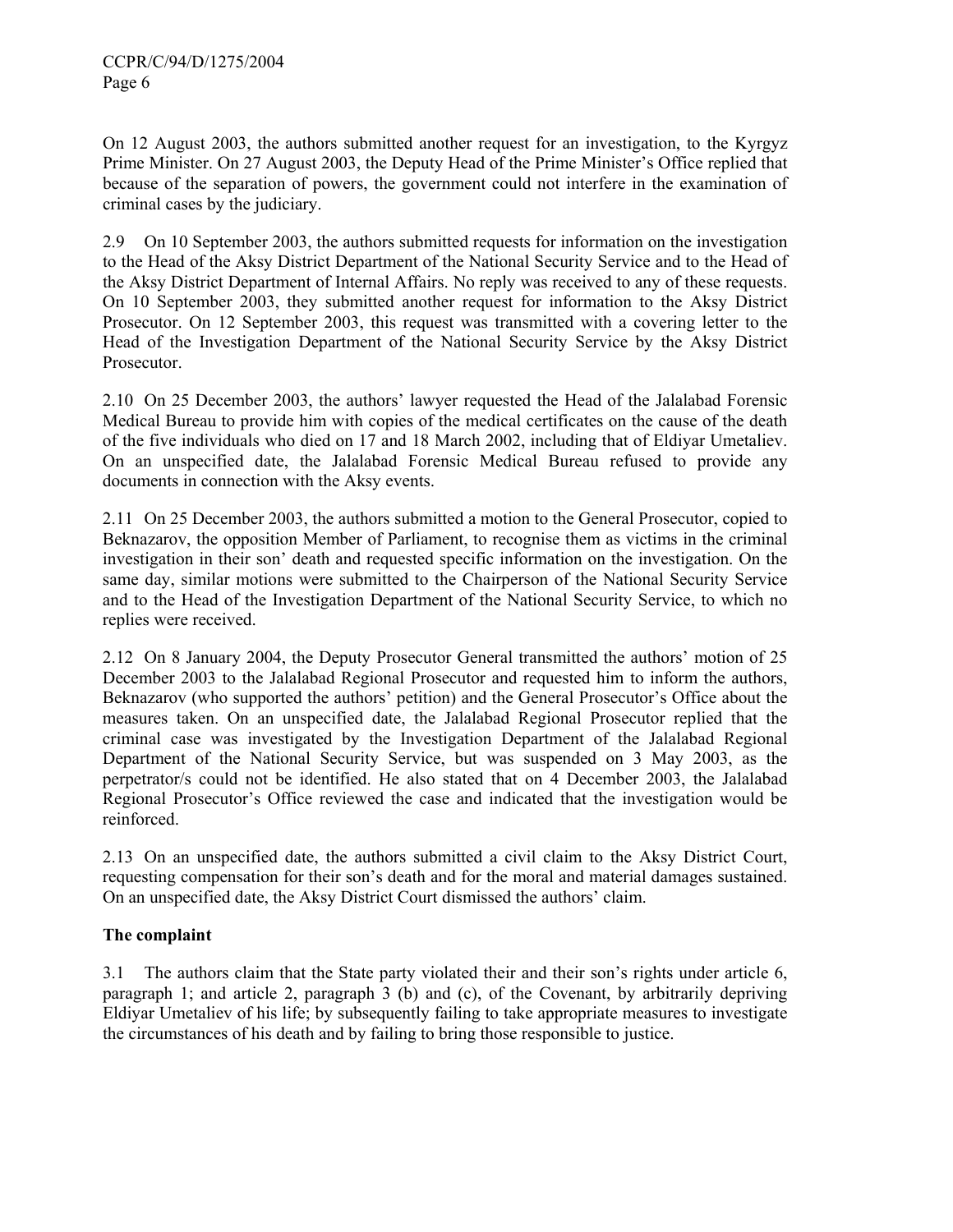On 12 August 2003, the authors submitted another request for an investigation, to the Kyrgyz Prime Minister. On 27 August 2003, the Deputy Head of the Prime Minister's Office replied that because of the separation of powers, the government could not interfere in the examination of criminal cases by the judiciary.

2.9 On 10 September 2003, the authors submitted requests for information on the investigation to the Head of the Aksy District Department of the National Security Service and to the Head of the Aksy District Department of Internal Affairs. No reply was received to any of these requests. On 10 September 2003, they submitted another request for information to the Aksy District Prosecutor. On 12 September 2003, this request was transmitted with a covering letter to the Head of the Investigation Department of the National Security Service by the Aksy District Prosecutor.

2.10 On 25 December 2003, the authors' lawyer requested the Head of the Jalalabad Forensic Medical Bureau to provide him with copies of the medical certificates on the cause of the death of the five individuals who died on 17 and 18 March 2002, including that of Eldiyar Umetaliev. On an unspecified date, the Jalalabad Forensic Medical Bureau refused to provide any documents in connection with the Aksy events.

2.11 On 25 December 2003, the authors submitted a motion to the General Prosecutor, copied to Beknazarov, the opposition Member of Parliament, to recognise them as victims in the criminal investigation in their son' death and requested specific information on the investigation. On the same day, similar motions were submitted to the Chairperson of the National Security Service and to the Head of the Investigation Department of the National Security Service, to which no replies were received.

2.12 On 8 January 2004, the Deputy Prosecutor General transmitted the authors' motion of 25 December 2003 to the Jalalabad Regional Prosecutor and requested him to inform the authors, Beknazarov (who supported the authors' petition) and the General Prosecutor's Office about the measures taken. On an unspecified date, the Jalalabad Regional Prosecutor replied that the criminal case was investigated by the Investigation Department of the Jalalabad Regional Department of the National Security Service, but was suspended on 3 May 2003, as the perpetrator/s could not be identified. He also stated that on 4 December 2003, the Jalalabad Regional Prosecutor's Office reviewed the case and indicated that the investigation would be reinforced.

2.13 On an unspecified date, the authors submitted a civil claim to the Aksy District Court, requesting compensation for their son's death and for the moral and material damages sustained. On an unspecified date, the Aksy District Court dismissed the authors' claim.

**The complaint**

3.1 The authors claim that the State party violated their and their son's rights under article 6, paragraph 1; and article 2, paragraph 3 (b) and (c), of the Covenant, by arbitrarily depriving Eldiyar Umetaliev of his life; by subsequently failing to take appropriate measures to investigate the circumstances of his death and by failing to bring those responsible to justice.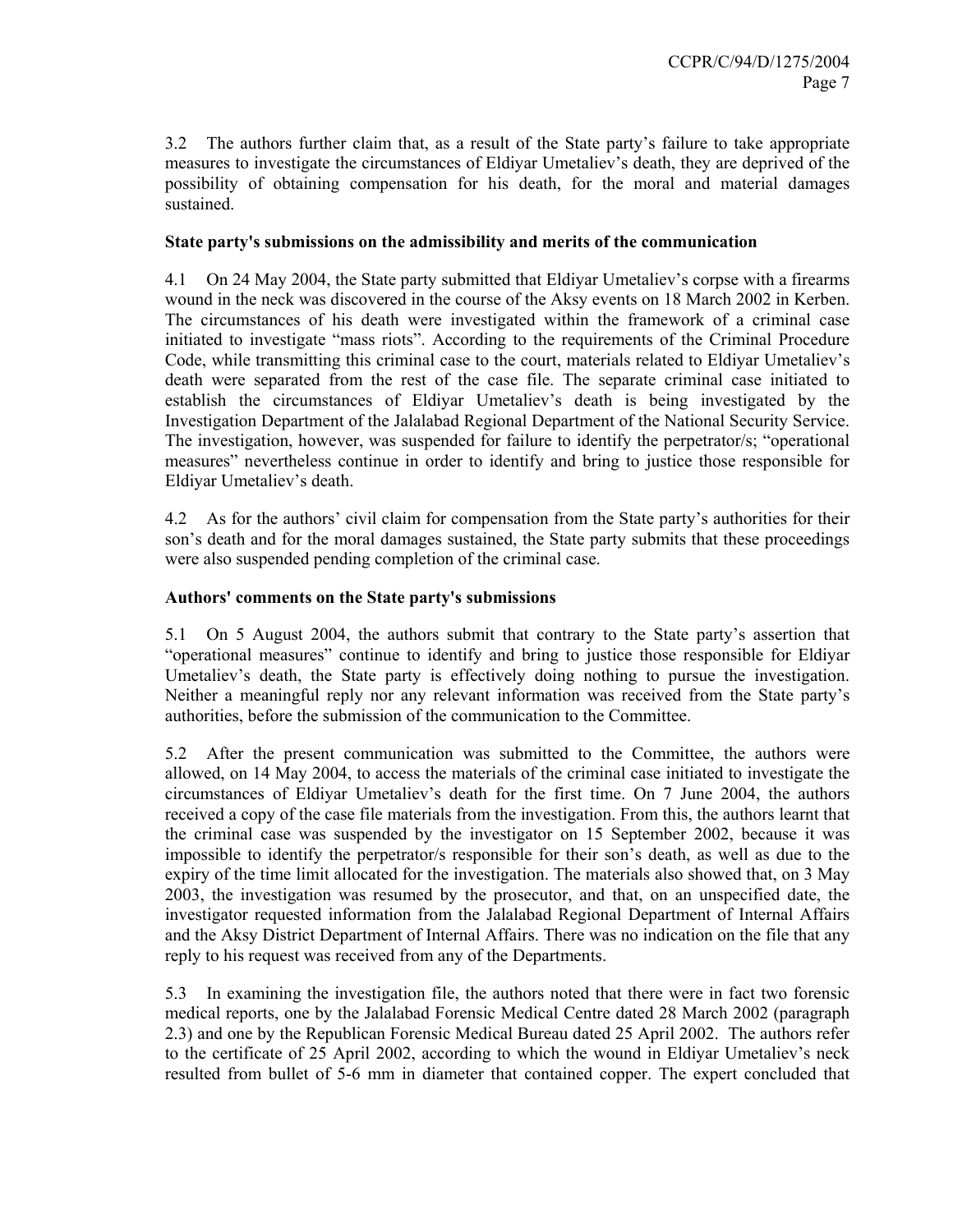3.2 The authors further claim that, as a result of the State party's failure to take appropriate measures to investigate the circumstances of Eldiyar Umetaliev's death, they are deprived of the possibility of obtaining compensation for his death, for the moral and material damages sustained.

**State party's submissions on the admissibility and merits of the communication**

4.1 On 24 May 2004, the State party submitted that Eldiyar Umetaliev's corpse with a firearms wound in the neck was discovered in the course of the Aksy events on 18 March 2002 in Kerben. The circumstances of his death were investigated within the framework of a criminal case initiated to investigate "mass riots". According to the requirements of the Criminal Procedure Code, while transmitting this criminal case to the court, materials related to Eldiyar Umetaliev's death were separated from the rest of the case file. The separate criminal case initiated to establish the circumstances of Eldiyar Umetaliev's death is being investigated by the Investigation Department of the Jalalabad Regional Department of the National Security Service. The investigation, however, was suspended for failure to identify the perpetrator/s; "operational measures" nevertheless continue in order to identify and bring to justice those responsible for Eldiyar Umetaliev's death.

4.2 As for the authors' civil claim for compensation from the State party's authorities for their son's death and for the moral damages sustained, the State party submits that these proceedings were also suspended pending completion of the criminal case.

**Authors' comments on the State party's submissions**

5.1 On 5 August 2004, the authors submit that contrary to the State party's assertion that "operational measures" continue to identify and bring to justice those responsible for Eldiyar Umetaliev's death, the State party is effectively doing nothing to pursue the investigation. Neither a meaningful reply nor any relevant information was received from the State party's authorities, before the submission of the communication to the Committee.

5.2 After the present communication was submitted to the Committee, the authors were allowed, on 14 May 2004, to access the materials of the criminal case initiated to investigate the circumstances of Eldiyar Umetaliev's death for the first time. On 7 June 2004, the authors received a copy of the case file materials from the investigation. From this, the authors learnt that the criminal case was suspended by the investigator on 15 September 2002, because it was impossible to identify the perpetrator/s responsible for their son's death, as well as due to the expiry of the time limit allocated for the investigation. The materials also showed that, on 3 May 2003, the investigation was resumed by the prosecutor, and that, on an unspecified date, the investigator requested information from the Jalalabad Regional Department of Internal Affairs and the Aksy District Department of Internal Affairs. There was no indication on the file that any reply to his request was received from any of the Departments.

5.3 In examining the investigation file, the authors noted that there were in fact two forensic medical reports, one by the Jalalabad Forensic Medical Centre dated 28 March 2002 (paragraph 2.3) and one by the Republican Forensic Medical Bureau dated 25 April 2002. The authors refer to the certificate of 25 April 2002, according to which the wound in Eldiyar Umetaliev's neck resulted from bullet of 5-6 mm in diameter that contained copper. The expert concluded that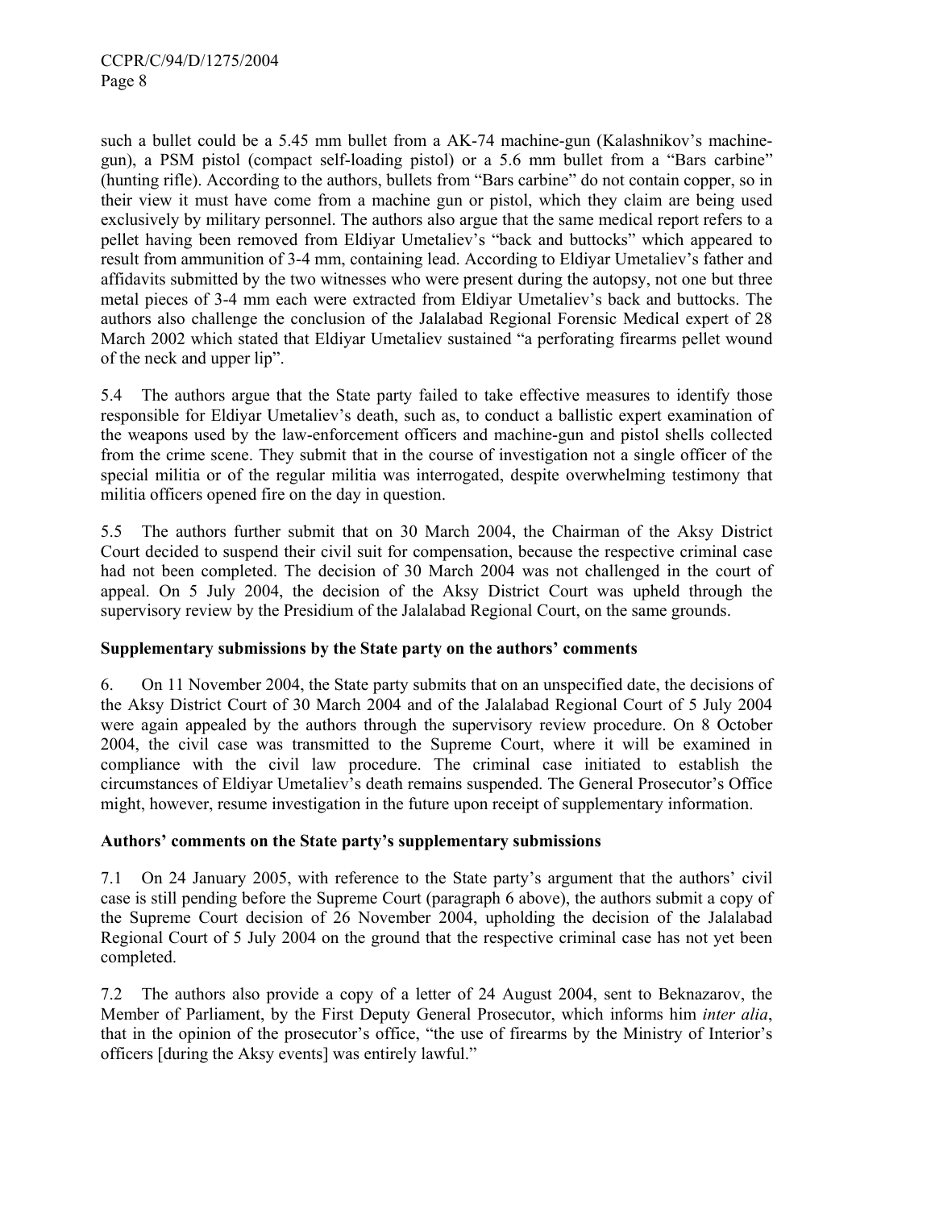such a bullet could be a 5.45 mm bullet from a AK-74 machine-gun (Kalashnikov's machine-gun), a PSM pistol (compact self-loading pistol) or a 5.6 mm bullet from a "Bars carbine" (hunting rifle). According to the authors, bullets from "Bars carbine" do not contain copper, so in their view it must have come from a machine gun or pistol, which they claim are being used exclusively by military personnel. The authors also argue that the same medical report refers to a pellet having been removed from Eldiyar Umetaliev's "back and buttocks" which appeared to result from ammunition of 3-4 mm, containing lead. According to Eldiyar Umetaliev's father and affidavits submitted by the two witnesses who were present during the autopsy, not one but three metal pieces of 3-4 mm each were extracted from Eldiyar Umetaliev's back and buttocks. The authors also challenge the conclusion of the Jalalabad Regional Forensic Medical expert of 28 March 2002 which stated that Eldiyar Umetaliev sustained "a perforating firearms pellet wound of the neck and upper lip".

5.4 The authors argue that the State party failed to take effective measures to identify those responsible for Eldiyar Umetaliev's death, such as, to conduct a ballistic expert examination of the weapons used by the law-enforcement officers and machine-gun and pistol shells collected from the crime scene. They submit that in the course of investigation not a single officer of the special militia or of the regular militia was interrogated, despite overwhelming testimony that militia officers opened fire on the day in question.

5.5 The authors further submit that on 30 March 2004, the Chairman of the Aksy District Court decided to suspend their civil suit for compensation, because the respective criminal case had not been completed. The decision of 30 March 2004 was not challenged in the court of appeal. On 5 July 2004, the decision of the Aksy District Court was upheld through the supervisory review by the Presidium of the Jalalabad Regional Court, on the same grounds.

**Supplementary submissions by the State party on the authors' comments**

6. On 11 November 2004, the State party submits that on an unspecified date, the decisions of the Aksy District Court of 30 March 2004 and of the Jalalabad Regional Court of 5 July 2004 were again appealed by the authors through the supervisory review procedure. On 8 October 2004, the civil case was transmitted to the Supreme Court, where it will be examined in compliance with the civil law procedure. The criminal case initiated to establish the circumstances of Eldiyar Umetaliev's death remains suspended. The General Prosecutor's Office might, however, resume investigation in the future upon receipt of supplementary information.

**Authors' comments on the State party's supplementary submissions**

7.1 On 24 January 2005, with reference to the State party's argument that the authors' civil case is still pending before the Supreme Court (paragraph 6 above), the authors submit a copy of the Supreme Court decision of 26 November 2004, upholding the decision of the Jalalabad Regional Court of 5 July 2004 on the ground that the respective criminal case has not yet been completed.

7.2 The authors also provide a copy of a letter of 24 August 2004, sent to Beknazarov, the Member of Parliament, by the First Deputy General Prosecutor, which informs him *inter alia*, that in the opinion of the prosecutor's office, "the use of firearms by the Ministry of Interior's officers [during the Aksy events] was entirely lawful."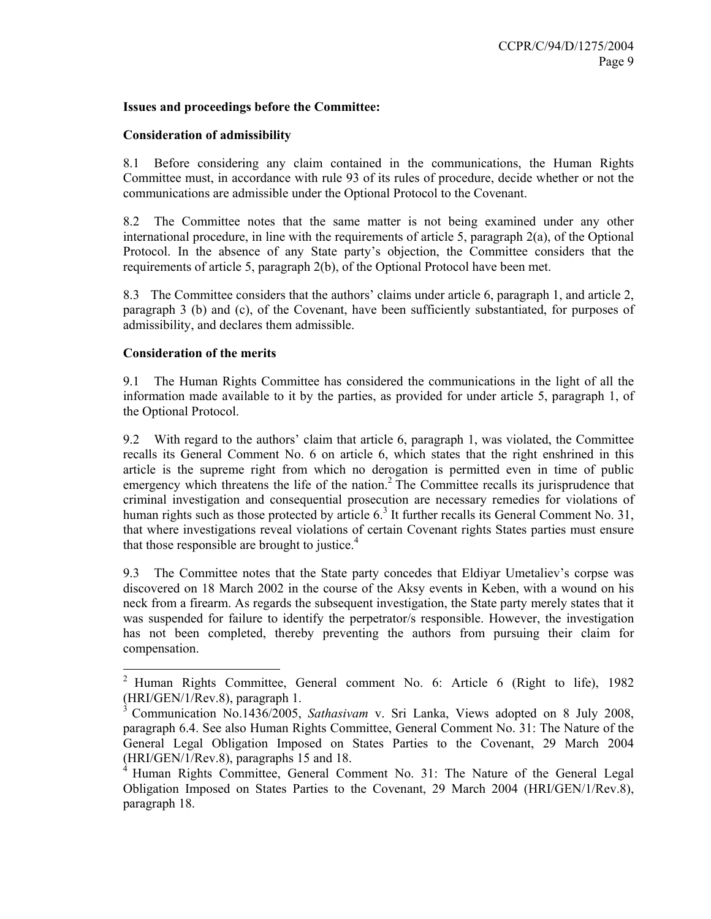**Issues and proceedings before the Committee:**

**Consideration of admissibility**

8.1 Before considering any claim contained in the communications, the Human Rights Committee must, in accordance with rule 93 of its rules of procedure, decide whether or not the communications are admissible under the Optional Protocol to the Covenant.

8.2 The Committee notes that the same matter is not being examined under any other international procedure, in line with the requirements of article 5, paragraph 2(a), of the Optional Protocol. In the absence of any State party's objection, the Committee considers that the requirements of article 5, paragraph 2(b), of the Optional Protocol have been met.

8.3 The Committee considers that the authors' claims under article 6, paragraph 1, and article 2, paragraph 3 (b) and (c), of the Covenant, have been sufficiently substantiated, for purposes of admissibility, and declares them admissible.

**Consideration of the merits**

9.1 The Human Rights Committee has considered the communications in the light of all the information made available to it by the parties, as provided for under article 5, paragraph 1, of the Optional Protocol.

9.2 With regard to the authors' claim that article 6, paragraph 1, was violated, the Committee recalls its General Comment No. 6 on article 6, which states that the right enshrined in this article is the supreme right from which no derogation is permitted even in time of public emergency which threatens the life of the nation.[2] The Committee recalls its jurisprudence that criminal investigation and consequential prosecution are necessary remedies for violations of human rights such as those protected by article 6.[3] It further recalls its General Comment No. 31, that where investigations reveal violations of certain Covenant rights States parties must ensure that those responsible are brought to justice.[4]

9.3 The Committee notes that the State party concedes that Eldiyar Umetaliev's corpse was discovered on 18 March 2002 in the course of the Aksy events in Keben, with a wound on his neck from a firearm. As regards the subsequent investigation, the State party merely states that it was suspended for failure to identify the perpetrator/s responsible. However, the investigation has not been completed, thereby preventing the authors from pursuing their claim for compensation.

---

[2] Human Rights Committee, General comment No. 6: Article 6 (Right to life), 1982 (HRI/GEN/1/Rev.8), paragraph 1.

[3] Communication No.1436/2005, *Sathasivam* v. Sri Lanka, Views adopted on 8 July 2008, paragraph 6.4. See also Human Rights Committee, General Comment No. 31: The Nature of the General Legal Obligation Imposed on States Parties to the Covenant, 29 March 2004 (HRI/GEN/1/Rev.8), paragraphs 15 and 18.

[4] Human Rights Committee, General Comment No. 31: The Nature of the General Legal Obligation Imposed on States Parties to the Covenant, 29 March 2004 (HRI/GEN/1/Rev.8), paragraph 18.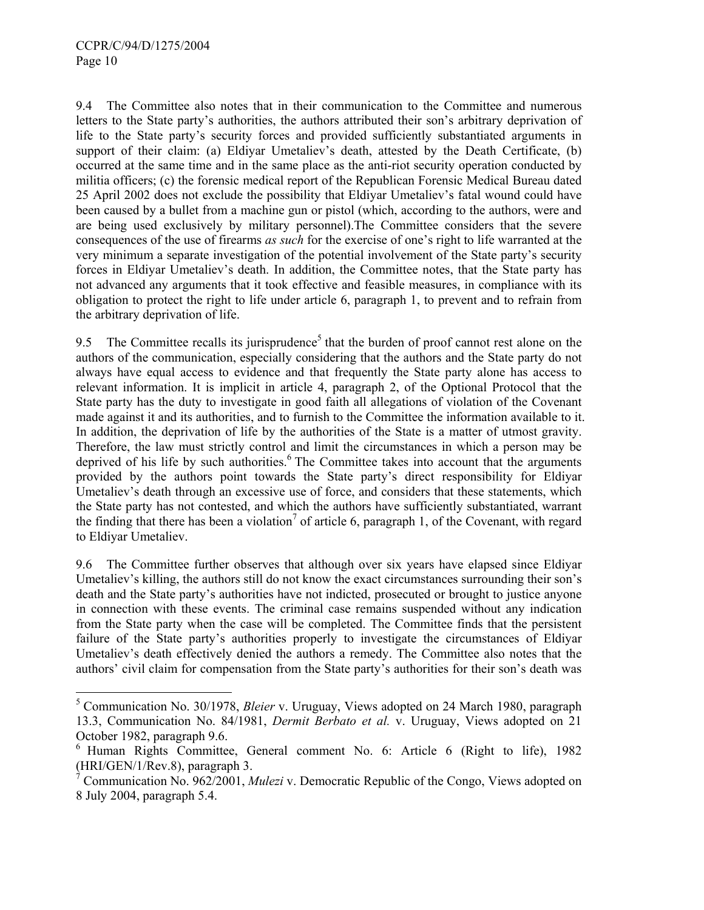9.4 The Committee also notes that in their communication to the Committee and numerous letters to the State party's authorities, the authors attributed their son's arbitrary deprivation of life to the State party's security forces and provided sufficiently substantiated arguments in support of their claim: (a) Eldiyar Umetaliev's death, attested by the Death Certificate, (b) occurred at the same time and in the same place as the anti-riot security operation conducted by militia officers; (c) the forensic medical report of the Republican Forensic Medical Bureau dated 25 April 2002 does not exclude the possibility that Eldiyar Umetaliev's fatal wound could have been caused by a bullet from a machine gun or pistol (which, according to the authors, were and are being used exclusively by military personnel).The Committee considers that the severe consequences of the use of firearms *as such* for the exercise of one's right to life warranted at the very minimum a separate investigation of the potential involvement of the State party's security forces in Eldiyar Umetaliev's death. In addition, the Committee notes, that the State party has not advanced any arguments that it took effective and feasible measures, in compliance with its obligation to protect the right to life under article 6, paragraph 1, to prevent and to refrain from the arbitrary deprivation of life.

9.5 The Committee recalls its jurisprudence[5] that the burden of proof cannot rest alone on the authors of the communication, especially considering that the authors and the State party do not always have equal access to evidence and that frequently the State party alone has access to relevant information. It is implicit in article 4, paragraph 2, of the Optional Protocol that the State party has the duty to investigate in good faith all allegations of violation of the Covenant made against it and its authorities, and to furnish to the Committee the information available to it. In addition, the deprivation of life by the authorities of the State is a matter of utmost gravity. Therefore, the law must strictly control and limit the circumstances in which a person may be deprived of his life by such authorities.[6] The Committee takes into account that the arguments provided by the authors point towards the State party's direct responsibility for Eldiyar Umetaliev's death through an excessive use of force, and considers that these statements, which the State party has not contested, and which the authors have sufficiently substantiated, warrant the finding that there has been a violation[7] of article 6, paragraph 1, of the Covenant, with regard to Eldiyar Umetaliev.

9.6 The Committee further observes that although over six years have elapsed since Eldiyar Umetaliev's killing, the authors still do not know the exact circumstances surrounding their son's death and the State party's authorities have not indicted, prosecuted or brought to justice anyone in connection with these events. The criminal case remains suspended without any indication from the State party when the case will be completed. The Committee finds that the persistent failure of the State party's authorities properly to investigate the circumstances of Eldiyar Umetaliev's death effectively denied the authors a remedy. The Committee also notes that the authors' civil claim for compensation from the State party's authorities for their son's death was

---

[5] Communication No. 30/1978, *Bleier* v. Uruguay, Views adopted on 24 March 1980, paragraph 13.3, Communication No. 84/1981, *Dermit Berbato et al.* v. Uruguay, Views adopted on 21 October 1982, paragraph 9.6.

[6] Human Rights Committee, General comment No. 6: Article 6 (Right to life), 1982 (HRI/GEN/1/Rev.8), paragraph 3.

[7] Communication No. 962/2001, *Mulezi* v. Democratic Republic of the Congo, Views adopted on 8 July 2004, paragraph 5.4.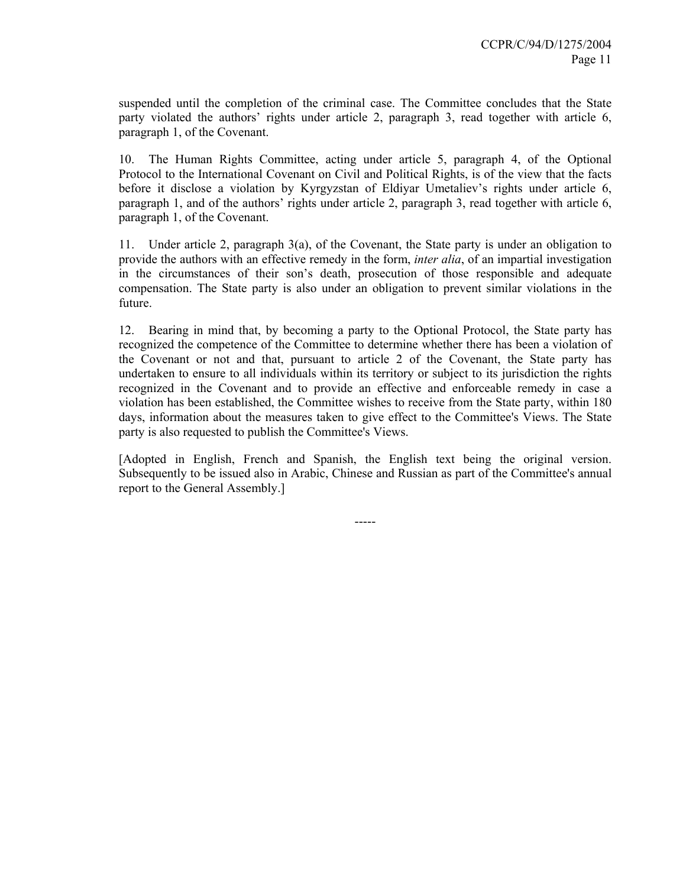suspended until the completion of the criminal case. The Committee concludes that the State party violated the authors' rights under article 2, paragraph 3, read together with article 6, paragraph 1, of the Covenant.

10. The Human Rights Committee, acting under article 5, paragraph 4, of the Optional Protocol to the International Covenant on Civil and Political Rights, is of the view that the facts before it disclose a violation by Kyrgyzstan of Eldiyar Umetaliev's rights under article 6, paragraph 1, and of the authors' rights under article 2, paragraph 3, read together with article 6, paragraph 1, of the Covenant.

11. Under article 2, paragraph 3(a), of the Covenant, the State party is under an obligation to provide the authors with an effective remedy in the form, *inter alia*, of an impartial investigation in the circumstances of their son's death, prosecution of those responsible and adequate compensation. The State party is also under an obligation to prevent similar violations in the future.

12. Bearing in mind that, by becoming a party to the Optional Protocol, the State party has recognized the competence of the Committee to determine whether there has been a violation of the Covenant or not and that, pursuant to article 2 of the Covenant, the State party has undertaken to ensure to all individuals within its territory or subject to its jurisdiction the rights recognized in the Covenant and to provide an effective and enforceable remedy in case a violation has been established, the Committee wishes to receive from the State party, within 180 days, information about the measures taken to give effect to the Committee's Views. The State party is also requested to publish the Committee's Views.

[Adopted in English, French and Spanish, the English text being the original version. Subsequently to be issued also in Arabic, Chinese and Russian as part of the Committee's annual report to the General Assembly.]

-----